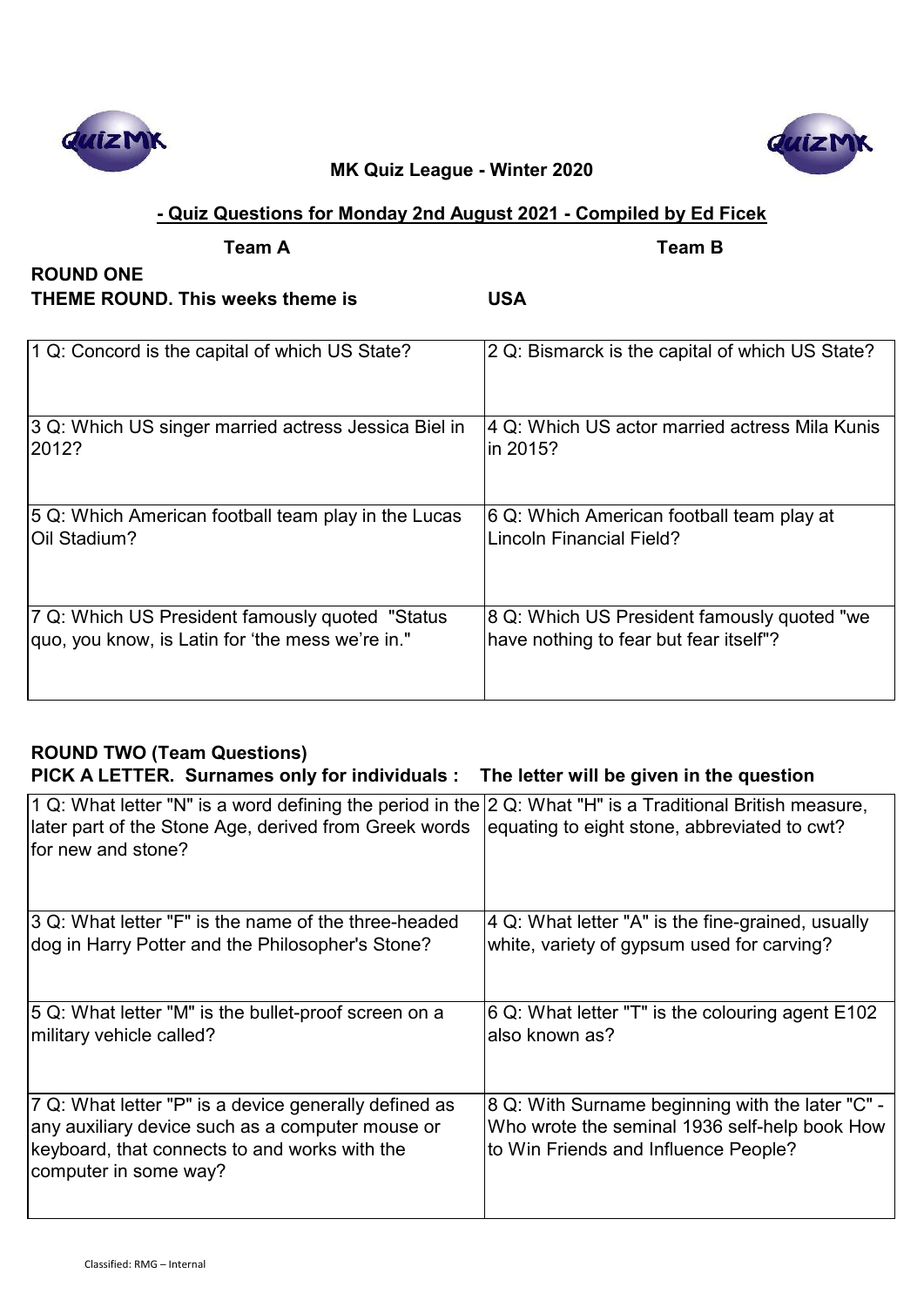**MK Quiz League - Winter 2020**

**- Quiz Questions for Monday 2nd August 2021 - Compiled by Ed Ficek**

| **Team A** | **Team B** |
|---|---|

**ROUND ONE**

**THEME ROUND. This weeks theme is USA**

| | |
|---|---|
| 1 Q: Concord is the capital of which US State? | 2 Q: Bismarck is the capital of which US State? |
| 3 Q: Which US singer married actress Jessica Biel in 2012? | 4 Q: Which US actor married actress Mila Kunis in 2015? |
| 5 Q: Which American football team play in the Lucas Oil Stadium? | 6 Q: Which American football team play at Lincoln Financial Field? |
| 7 Q: Which US President famously quoted "Status quo, you know, is Latin for 'the mess we're in." | 8 Q: Which US President famously quoted "we have nothing to fear but fear itself"? |

**ROUND TWO (Team Questions)**

**PICK A LETTER. Surnames only for individuals : The letter will be given in the question**

| | |
|---|---|
| 1 Q: What letter "N" is a word defining the period in the later part of the Stone Age, derived from Greek words for new and stone? | 2 Q: What "H" is a Traditional British measure, equating to eight stone, abbreviated to cwt? |
| 3 Q: What letter "F" is the name of the three-headed dog in Harry Potter and the Philosopher's Stone? | 4 Q: What letter "A" is the fine-grained, usually white, variety of gypsum used for carving? |
| 5 Q: What letter "M" is the bullet-proof screen on a military vehicle called? | 6 Q: What letter "T" is the colouring agent E102 also known as? |
| 7 Q: What letter "P" is a device generally defined as any auxiliary device such as a computer mouse or keyboard, that connects to and works with the computer in some way? | 8 Q: With Surname beginning with the later "C" - Who wrote the seminal 1936 self-help book How to Win Friends and Influence People? |

Classified: RMG – Internal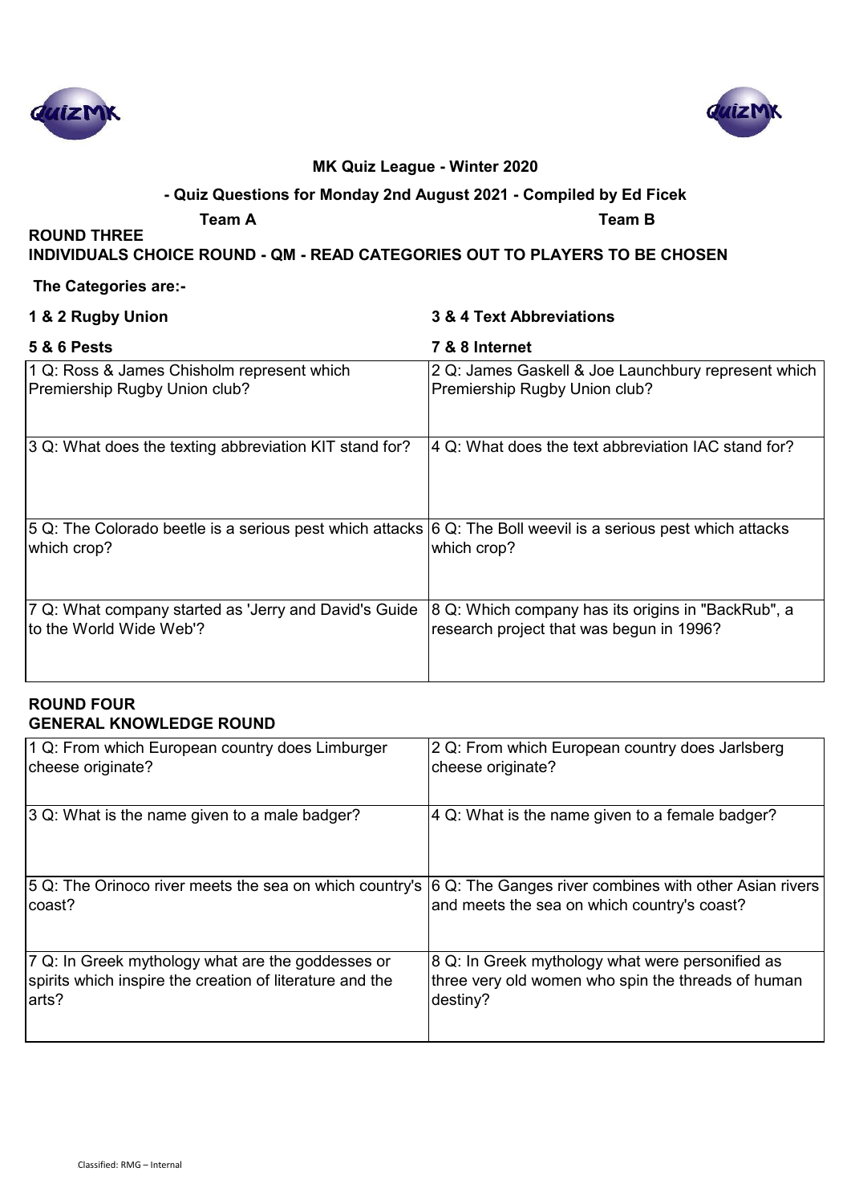**MK Quiz League - Winter 2020**

**- Quiz Questions for Monday 2nd August 2021 - Compiled by Ed Ficek**

**Team A** **Team B**

**ROUND THREE**

**INDIVIDUALS CHOICE ROUND - QM - READ CATEGORIES OUT TO PLAYERS TO BE CHOSEN**

**The Categories are:-**

**1 & 2 Rugby Union** **3 & 4 Text Abbreviations**

**5 & 6 Pests** **7 & 8 Internet**

| | |
|---|---|
| 1 Q: Ross & James Chisholm represent which Premiership Rugby Union club? | 2 Q: James Gaskell & Joe Launchbury represent which Premiership Rugby Union club? |
| 3 Q: What does the texting abbreviation KIT stand for? | 4 Q: What does the text abbreviation IAC stand for? |
| 5 Q: The Colorado beetle is a serious pest which attacks which crop? | 6 Q: The Boll weevil is a serious pest which attacks which crop? |
| 7 Q: What company started as 'Jerry and David's Guide to the World Wide Web'? | 8 Q: Which company has its origins in "BackRub", a research project that was begun in 1996? |

**ROUND FOUR**

**GENERAL KNOWLEDGE ROUND**

| | |
|---|---|
| 1 Q: From which European country does Limburger cheese originate? | 2 Q: From which European country does Jarlsberg cheese originate? |
| 3 Q: What is the name given to a male badger? | 4 Q: What is the name given to a female badger? |
| 5 Q: The Orinoco river meets the sea on which country's coast? | 6 Q: The Ganges river combines with other Asian rivers and meets the sea on which country's coast? |
| 7 Q: In Greek mythology what are the goddesses or spirits which inspire the creation of literature and the arts? | 8 Q: In Greek mythology what were personified as three very old women who spin the threads of human destiny? |

Classified: RMG – Internal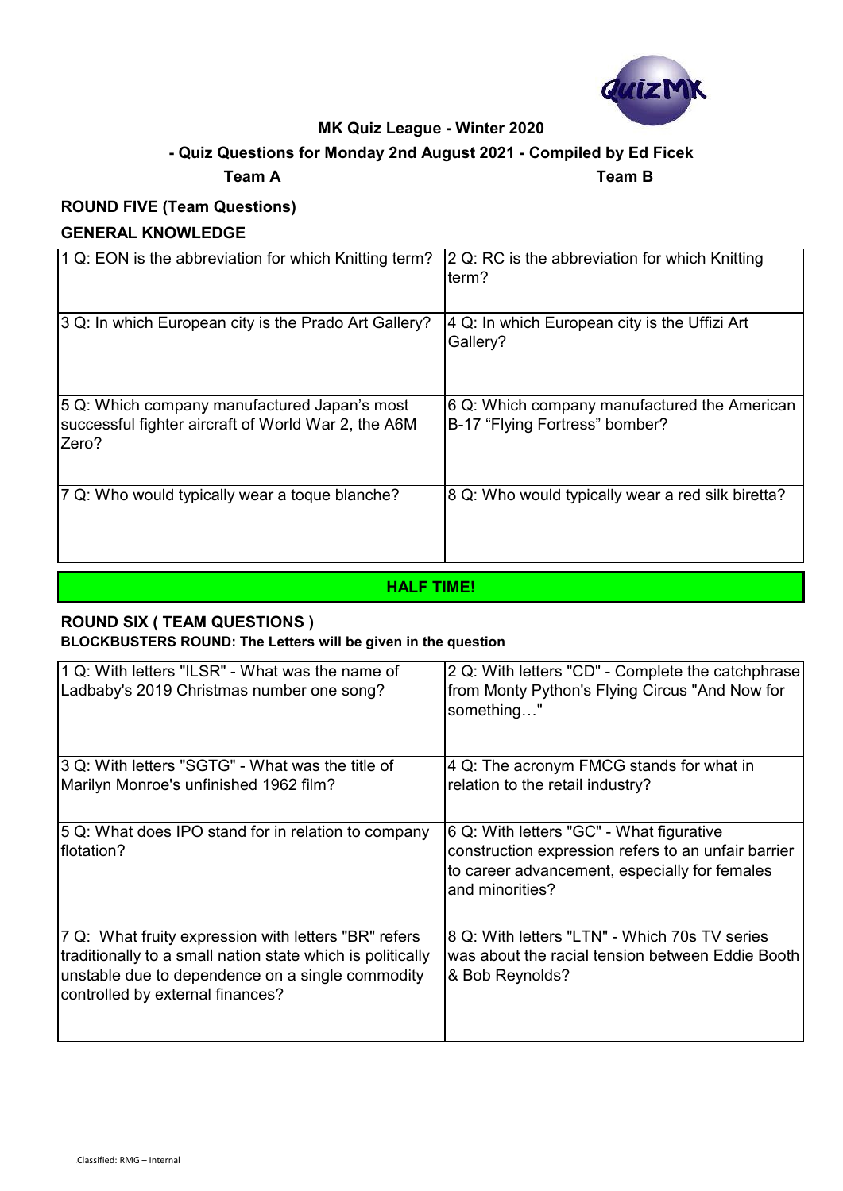**MK Quiz League - Winter 2020**

**- Quiz Questions for Monday 2nd August 2021 - Compiled by Ed Ficek**

**Team A** **Team B**

## ROUND FIVE (Team Questions)

### GENERAL KNOWLEDGE

| | |
|---|---|
| 1 Q: EON is the abbreviation for which Knitting term? | 2 Q: RC is the abbreviation for which Knitting term? |
| 3 Q: In which European city is the Prado Art Gallery? | 4 Q: In which European city is the Uffizi Art Gallery? |
| 5 Q: Which company manufactured Japan's most successful fighter aircraft of World War 2, the A6M Zero? | 6 Q: Which company manufactured the American B-17 "Flying Fortress" bomber? |
| 7 Q: Who would typically wear a toque blanche? | 8 Q: Who would typically wear a red silk biretta? |

**HALF TIME!**

## ROUND SIX ( TEAM QUESTIONS )

**BLOCKBUSTERS ROUND: The Letters will be given in the question**

| | |
|---|---|
| 1 Q: With letters "ILSR" - What was the name of Ladbaby's 2019 Christmas number one song? | 2 Q: With letters "CD" - Complete the catchphrase from Monty Python's Flying Circus "And Now for something…" |
| 3 Q: With letters "SGTG" - What was the title of Marilyn Monroe's unfinished 1962 film? | 4 Q: The acronym FMCG stands for what in relation to the retail industry? |
| 5 Q: What does IPO stand for in relation to company flotation? | 6 Q: With letters "GC" - What figurative construction expression refers to an unfair barrier to career advancement, especially for females and minorities? |
| 7 Q: What fruity expression with letters "BR" refers traditionally to a small nation state which is politically unstable due to dependence on a single commodity controlled by external finances? | 8 Q: With letters "LTN" - Which 70s TV series was about the racial tension between Eddie Booth & Bob Reynolds? |

Classified: RMG – Internal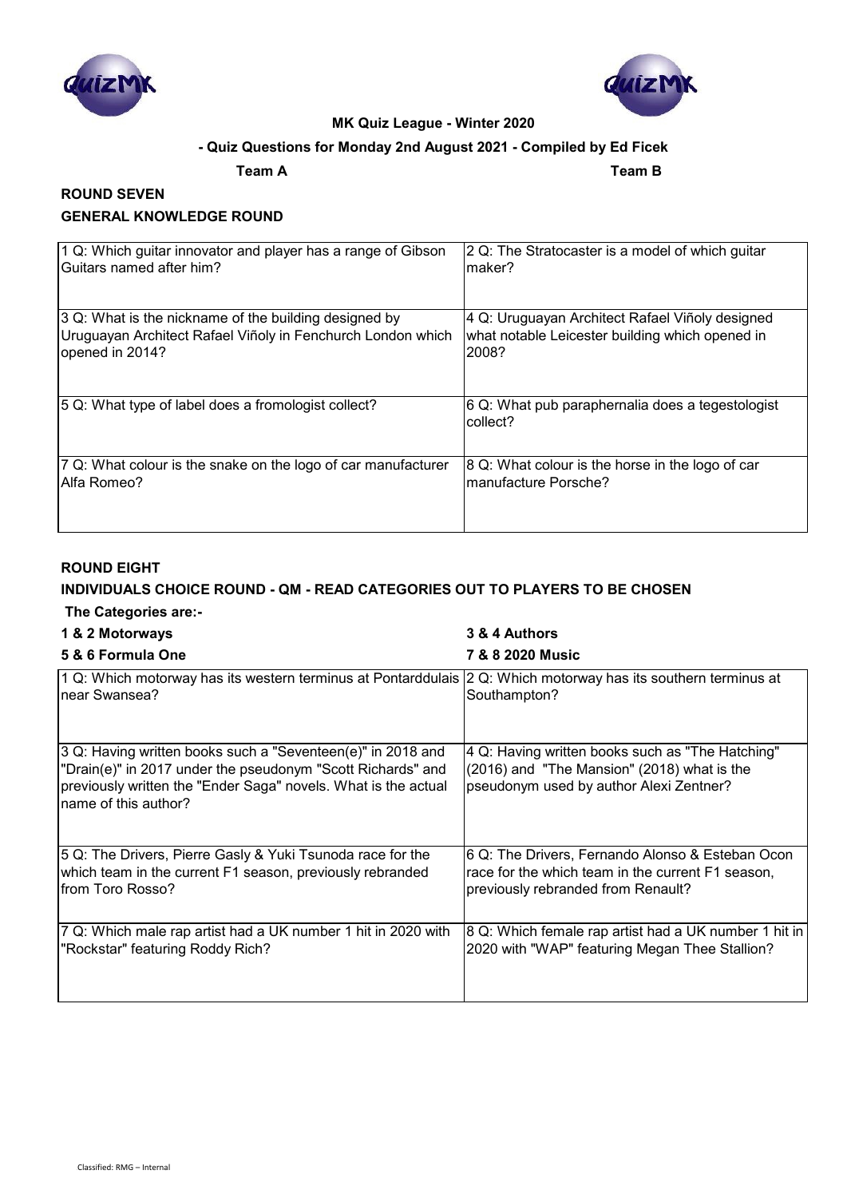**MK Quiz League - Winter 2020**

**- Quiz Questions for Monday 2nd August 2021 - Compiled by Ed Ficek**

**Team A** **Team B**

## ROUND SEVEN

### GENERAL KNOWLEDGE ROUND

| | |
|---|---|
| 1 Q: Which guitar innovator and player has a range of Gibson Guitars named after him? | 2 Q: The Stratocaster is a model of which guitar maker? |
| 3 Q: What is the nickname of the building designed by Uruguayan Architect Rafael Viñoly in Fenchurch London which opened in 2014? | 4 Q: Uruguayan Architect Rafael Viñoly designed what notable Leicester building which opened in 2008? |
| 5 Q: What type of label does a fromologist collect? | 6 Q: What pub paraphernalia does a tegestologist collect? |
| 7 Q: What colour is the snake on the logo of car manufacturer Alfa Romeo? | 8 Q: What colour is the horse in the logo of car manufacture Porsche? |

## ROUND EIGHT

### INDIVIDUALS CHOICE ROUND - QM - READ CATEGORIES OUT TO PLAYERS TO BE CHOSEN

**The Categories are:-**

**1 & 2 Motorways** **3 & 4 Authors**

**5 & 6 Formula One** **7 & 8 2020 Music**

| | |
|---|---|
| 1 Q: Which motorway has its western terminus at Pontarddulais near Swansea? | 2 Q: Which motorway has its southern terminus at Southampton? |
| 3 Q: Having written books such a "Seventeen(e)" in 2018 and "Drain(e)" in 2017 under the pseudonym "Scott Richards" and previously written the "Ender Saga" novels. What is the actual name of this author? | 4 Q: Having written books such as "The Hatching" (2016) and "The Mansion" (2018) what is the pseudonym used by author Alexi Zentner? |
| 5 Q: The Drivers, Pierre Gasly & Yuki Tsunoda race for the which team in the current F1 season, previously rebranded from Toro Rosso? | 6 Q: The Drivers, Fernando Alonso & Esteban Ocon race for the which team in the current F1 season, previously rebranded from Renault? |
| 7 Q: Which male rap artist had a UK number 1 hit in 2020 with "Rockstar" featuring Roddy Rich? | 8 Q: Which female rap artist had a UK number 1 hit in 2020 with "WAP" featuring Megan Thee Stallion? |

Classified: RMG – Internal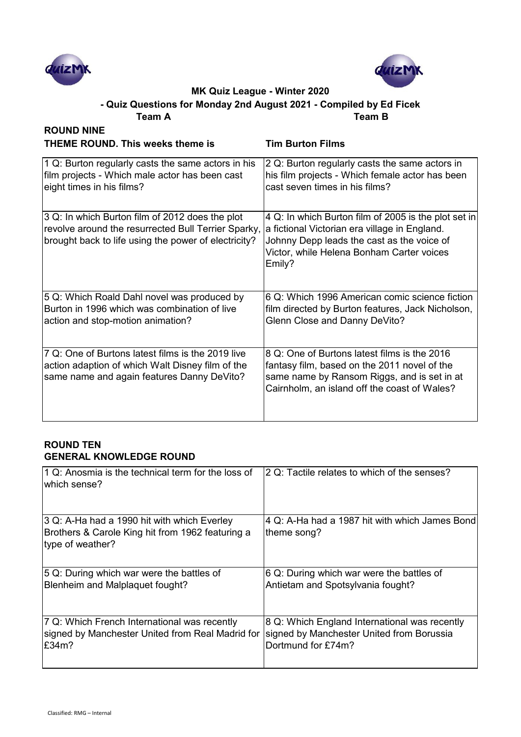**MK Quiz League - Winter 2020**

**- Quiz Questions for Monday 2nd August 2021 - Compiled by Ed Ficek**

**Team A** **Team B**

## ROUND NINE

**THEME ROUND. This weeks theme is** **Tim Burton Films**

| | |
|---|---|
| 1 Q: Burton regularly casts the same actors in his film projects - Which male actor has been cast eight times in his films? | 2 Q: Burton regularly casts the same actors in his film projects - Which female actor has been cast seven times in his films? |
| 3 Q: In which Burton film of 2012 does the plot revolve around the resurrected Bull Terrier Sparky, brought back to life using the power of electricity? | 4 Q: In which Burton film of 2005 is the plot set in a fictional Victorian era village in England. Johnny Depp leads the cast as the voice of Victor, while Helena Bonham Carter voices Emily? |
| 5 Q: Which Roald Dahl novel was produced by Burton in 1996 which was combination of live action and stop-motion animation? | 6 Q: Which 1996 American comic science fiction film directed by Burton features, Jack Nicholson, Glenn Close and Danny DeVito? |
| 7 Q: One of Burtons latest films is the 2019 live action adaption of which Walt Disney film of the same name and again features Danny DeVito? | 8 Q: One of Burtons latest films is the 2016 fantasy film, based on the 2011 novel of the same name by Ransom Riggs, and is set in at Cairnholm, an island off the coast of Wales? |

## ROUND TEN

**GENERAL KNOWLEDGE ROUND**

| | |
|---|---|
| 1 Q: Anosmia is the technical term for the loss of which sense? | 2 Q: Tactile relates to which of the senses? |
| 3 Q: A-Ha had a 1990 hit with which Everley Brothers & Carole King hit from 1962 featuring a type of weather? | 4 Q: A-Ha had a 1987 hit with which James Bond theme song? |
| 5 Q: During which war were the battles of Blenheim and Malplaquet fought? | 6 Q: During which war were the battles of Antietam and Spotsylvania fought? |
| 7 Q: Which French International was recently signed by Manchester United from Real Madrid for £34m? | 8 Q: Which England International was recently signed by Manchester United from Borussia Dortmund for £74m? |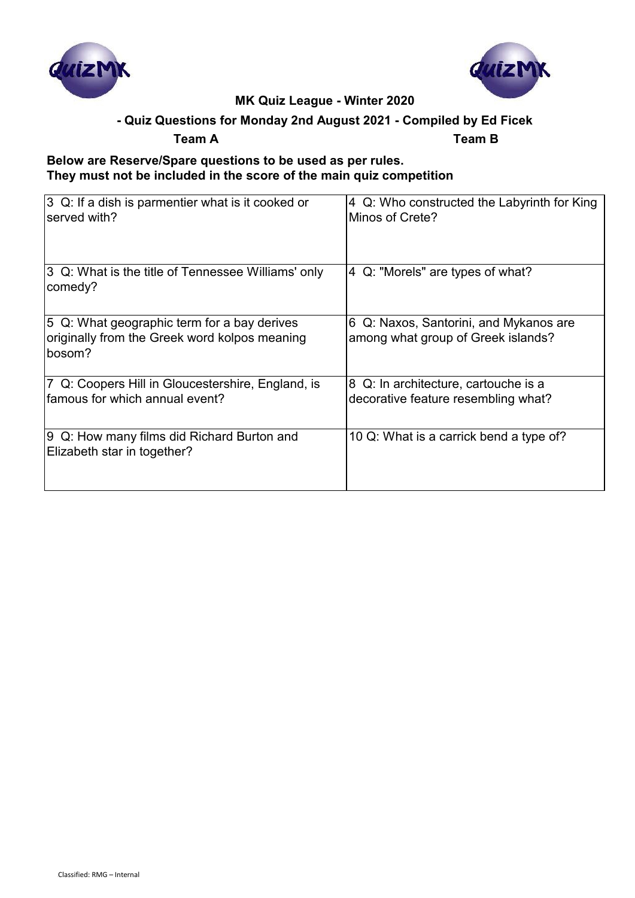**MK Quiz League - Winter 2020**

**- Quiz Questions for Monday 2nd August 2021 - Compiled by Ed Ficek**

**Team A** **Team B**

**Below are Reserve/Spare questions to be used as per rules.**
**They must not be included in the score of the main quiz competition**

| | |
|---|---|
| 3 Q: If a dish is parmentier what is it cooked or served with? | 4 Q: Who constructed the Labyrinth for King Minos of Crete? |
| 3 Q: What is the title of Tennessee Williams' only comedy? | 4 Q: "Morels" are types of what? |
| 5 Q: What geographic term for a bay derives originally from the Greek word kolpos meaning bosom? | 6 Q: Naxos, Santorini, and Mykanos are among what group of Greek islands? |
| 7 Q: Coopers Hill in Gloucestershire, England, is famous for which annual event? | 8 Q: In architecture, cartouche is a decorative feature resembling what? |
| 9 Q: How many films did Richard Burton and Elizabeth star in together? | 10 Q: What is a carrick bend a type of? |

Classified: RMG – Internal